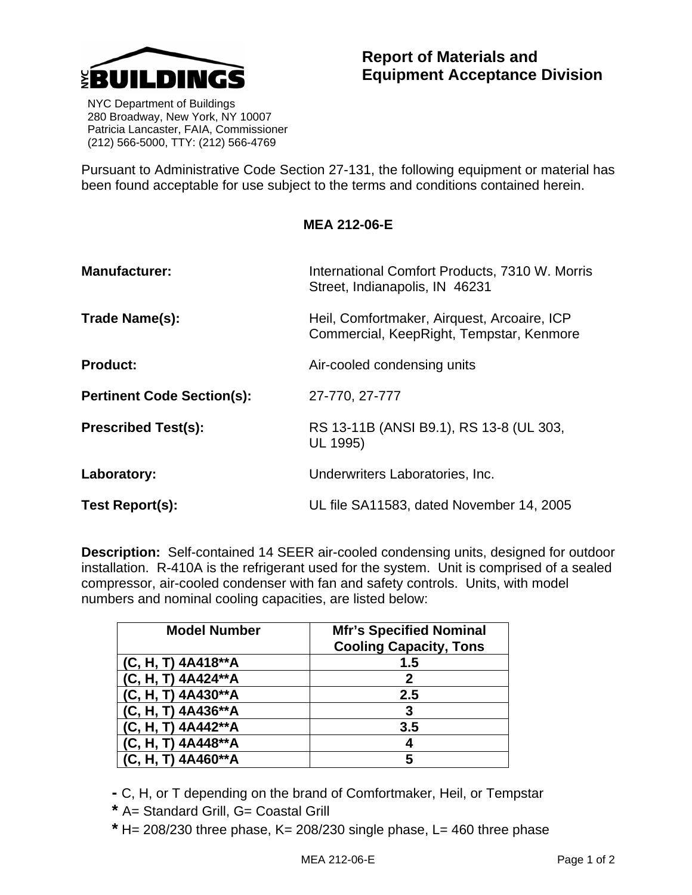NYC BUILDINGS

NYC Department of Buildings
280 Broadway, New York, NY 10007
Patricia Lancaster, FAIA, Commissioner
(212) 566-5000, TTY: (212) 566-4769

# Report of Materials and Equipment Acceptance Division

Pursuant to Administrative Code Section 27-131, the following equipment or material has been found acceptable for use subject to the terms and conditions contained herein.

## MEA 212-06-E

**Manufacturer:** International Comfort Products, 7310 W. Morris Street, Indianapolis, IN 46231

**Trade Name(s):** Heil, Comfortmaker, Airquest, Arcoaire, ICP Commercial, KeepRight, Tempstar, Kenmore

**Product:** Air-cooled condensing units

**Pertinent Code Section(s):** 27-770, 27-777

**Prescribed Test(s):** RS 13-11B (ANSI B9.1), RS 13-8 (UL 303, UL 1995)

**Laboratory:** Underwriters Laboratories, Inc.

**Test Report(s):** UL file SA11583, dated November 14, 2005

**Description:** Self-contained 14 SEER air-cooled condensing units, designed for outdoor installation. R-410A is the refrigerant used for the system. Unit is comprised of a sealed compressor, air-cooled condenser with fan and safety controls. Units, with model numbers and nominal cooling capacities, are listed below:

| Model Number | Mfr's Specified Nominal Cooling Capacity, Tons |
|---|---|
| (C, H, T) 4A418**A | 1.5 |
| (C, H, T) 4A424**A | 2 |
| (C, H, T) 4A430**A | 2.5 |
| (C, H, T) 4A436**A | 3 |
| (C, H, T) 4A442**A | 3.5 |
| (C, H, T) 4A448**A | 4 |
| (C, H, T) 4A460**A | 5 |

- **-** C, H, or T depending on the brand of Comfortmaker, Heil, or Tempstar
- **\*** A= Standard Grill, G= Coastal Grill
- **\*** H= 208/230 three phase, K= 208/230 single phase, L= 460 three phase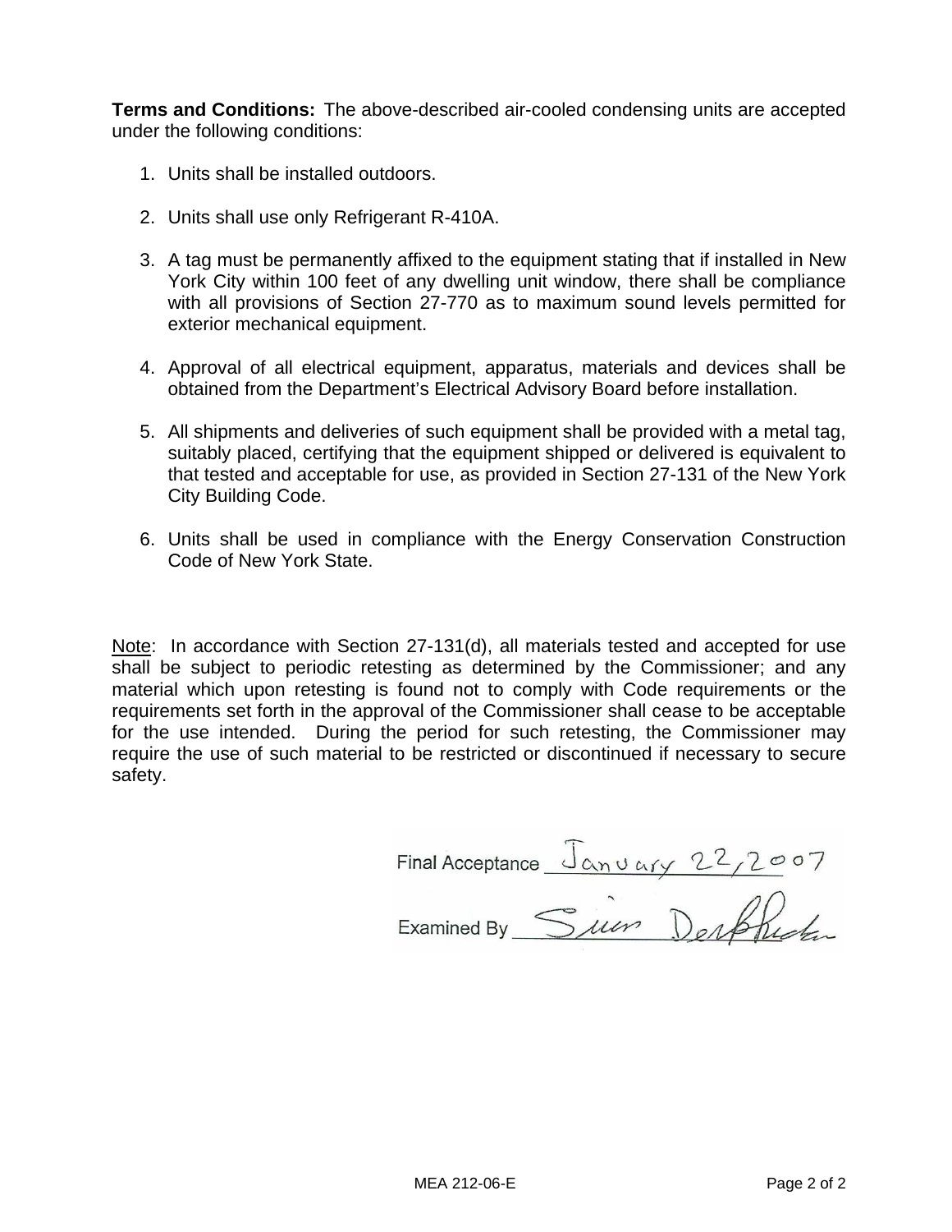**Terms and Conditions:** The above-described air-cooled condensing units are accepted under the following conditions:

1. Units shall be installed outdoors.

2. Units shall use only Refrigerant R-410A.

3. A tag must be permanently affixed to the equipment stating that if installed in New York City within 100 feet of any dwelling unit window, there shall be compliance with all provisions of Section 27-770 as to maximum sound levels permitted for exterior mechanical equipment.

4. Approval of all electrical equipment, apparatus, materials and devices shall be obtained from the Department's Electrical Advisory Board before installation.

5. All shipments and deliveries of such equipment shall be provided with a metal tag, suitably placed, certifying that the equipment shipped or delivered is equivalent to that tested and acceptable for use, as provided in Section 27-131 of the New York City Building Code.

6. Units shall be used in compliance with the Energy Conservation Construction Code of New York State.

Note: In accordance with Section 27-131(d), all materials tested and accepted for use shall be subject to periodic retesting as determined by the Commissioner; and any material which upon retesting is found not to comply with Code requirements or the requirements set forth in the approval of the Commissioner shall cease to be acceptable for the use intended. During the period for such retesting, the Commissioner may require the use of such material to be restricted or discontinued if necessary to secure safety.

Final Acceptance January 22, 2007

Examined By Sun DerbRuden

MEA 212-06-E